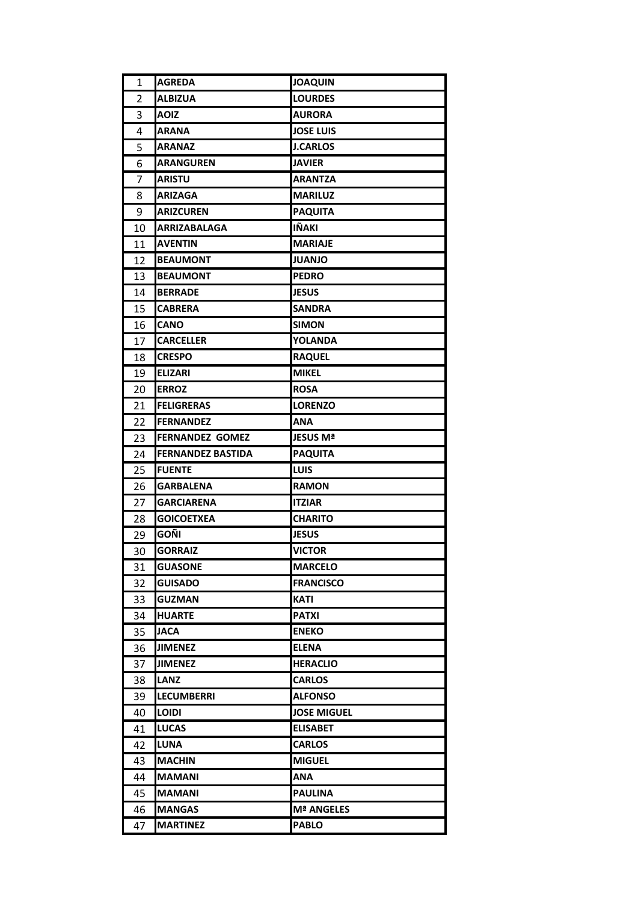| | | |
|---|---|---|
| 1 | AGREDA | JOAQUIN |
| 2 | ALBIZUA | LOURDES |
| 3 | AOIZ | AURORA |
| 4 | ARANA | JOSE LUIS |
| 5 | ARANAZ | J.CARLOS |
| 6 | ARANGUREN | JAVIER |
| 7 | ARISTU | ARANTZA |
| 8 | ARIZAGA | MARILUZ |
| 9 | ARIZCUREN | PAQUITA |
| 10 | ARRIZABALAGA | IÑAKI |
| 11 | AVENTIN | MARIAJE |
| 12 | BEAUMONT | JUANJO |
| 13 | BEAUMONT | PEDRO |
| 14 | BERRADE | JESUS |
| 15 | CABRERA | SANDRA |
| 16 | CANO | SIMON |
| 17 | CARCELLER | YOLANDA |
| 18 | CRESPO | RAQUEL |
| 19 | ELIZARI | MIKEL |
| 20 | ERROZ | ROSA |
| 21 | FELIGRERAS | LORENZO |
| 22 | FERNANDEZ | ANA |
| 23 | FERNANDEZ GOMEZ | JESUS Mª |
| 24 | FERNANDEZ BASTIDA | PAQUITA |
| 25 | FUENTE | LUIS |
| 26 | GARBALENA | RAMON |
| 27 | GARCIARENA | ITZIAR |
| 28 | GOICOETXEA | CHARITO |
| 29 | GOÑI | JESUS |
| 30 | GORRAIZ | VICTOR |
| 31 | GUASONE | MARCELO |
| 32 | GUISADO | FRANCISCO |
| 33 | GUZMAN | KATI |
| 34 | HUARTE | PATXI |
| 35 | JACA | ENEKO |
| 36 | JIMENEZ | ELENA |
| 37 | JIMENEZ | HERACLIO |
| 38 | LANZ | CARLOS |
| 39 | LECUMBERRI | ALFONSO |
| 40 | LOIDI | JOSE MIGUEL |
| 41 | LUCAS | ELISABET |
| 42 | LUNA | CARLOS |
| 43 | MACHIN | MIGUEL |
| 44 | MAMANI | ANA |
| 45 | MAMANI | PAULINA |
| 46 | MANGAS | Mª ANGELES |
| 47 | MARTINEZ | PABLO |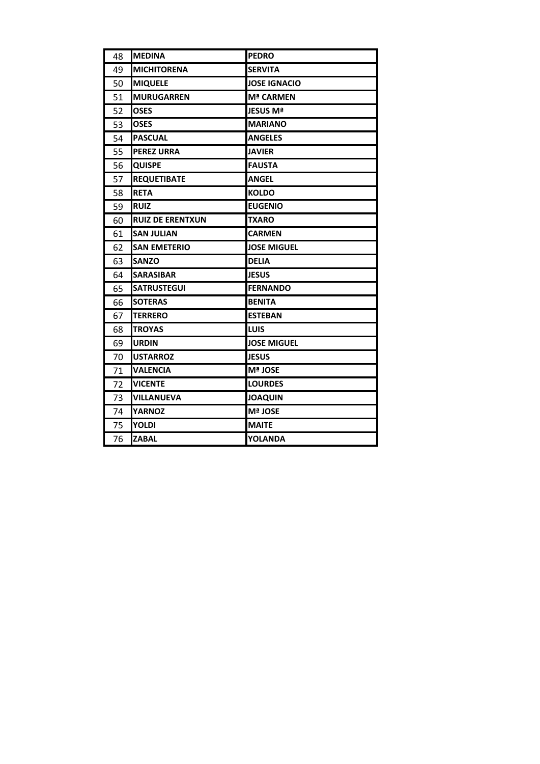| | | |
|---|---|---|
| 48 | **MEDINA** | **PEDRO** |
| 49 | **MICHITORENA** | **SERVITA** |
| 50 | **MIQUELE** | **JOSE IGNACIO** |
| 51 | **MURUGARREN** | **Mª CARMEN** |
| 52 | **OSES** | **JESUS Mª** |
| 53 | **OSES** | **MARIANO** |
| 54 | **PASCUAL** | **ANGELES** |
| 55 | **PEREZ URRA** | **JAVIER** |
| 56 | **QUISPE** | **FAUSTA** |
| 57 | **REQUETIBATE** | **ANGEL** |
| 58 | **RETA** | **KOLDO** |
| 59 | **RUIZ** | **EUGENIO** |
| 60 | **RUIZ DE ERENTXUN** | **TXARO** |
| 61 | **SAN JULIAN** | **CARMEN** |
| 62 | **SAN EMETERIO** | **JOSE MIGUEL** |
| 63 | **SANZO** | **DELIA** |
| 64 | **SARASIBAR** | **JESUS** |
| 65 | **SATRUSTEGUI** | **FERNANDO** |
| 66 | **SOTERAS** | **BENITA** |
| 67 | **TERRERO** | **ESTEBAN** |
| 68 | **TROYAS** | **LUIS** |
| 69 | **URDIN** | **JOSE MIGUEL** |
| 70 | **USTARROZ** | **JESUS** |
| 71 | **VALENCIA** | **Mª JOSE** |
| 72 | **VICENTE** | **LOURDES** |
| 73 | **VILLANUEVA** | **JOAQUIN** |
| 74 | **YARNOZ** | **Mª JOSE** |
| 75 | **YOLDI** | **MAITE** |
| 76 | **ZABAL** | **YOLANDA** |